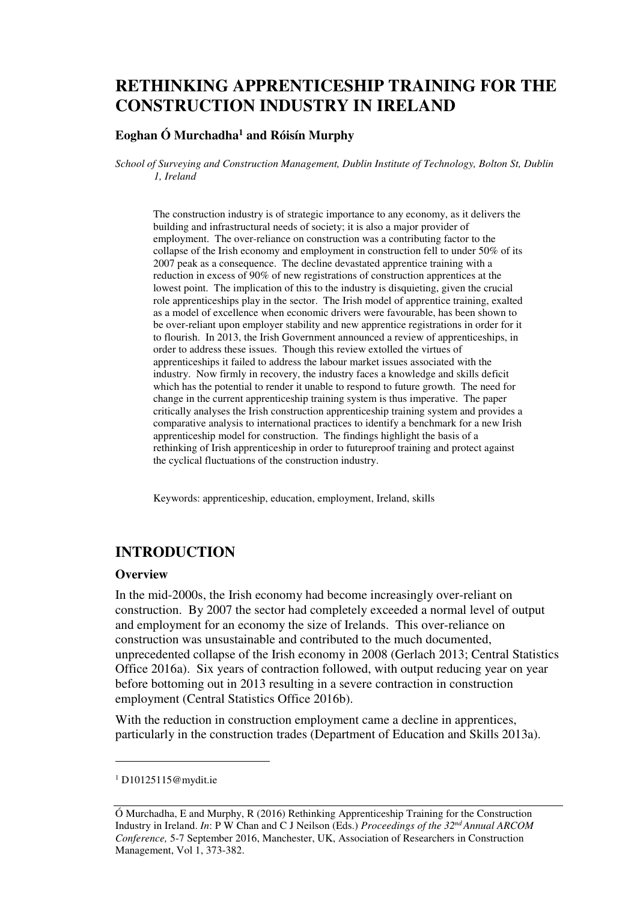# RETHINKING APPRENTICESHIP TRAINING FOR THE CONSTRUCTION INDUSTRY IN IRELAND

**Eoghan Ó Murchadha[1] and Róisín Murphy**

*School of Surveying and Construction Management, Dublin Institute of Technology, Bolton St, Dublin 1, Ireland*

The construction industry is of strategic importance to any economy, as it delivers the building and infrastructural needs of society; it is also a major provider of employment. The over-reliance on construction was a contributing factor to the collapse of the Irish economy and employment in construction fell to under 50% of its 2007 peak as a consequence. The decline devastated apprentice training with a reduction in excess of 90% of new registrations of construction apprentices at the lowest point. The implication of this to the industry is disquieting, given the crucial role apprenticeships play in the sector. The Irish model of apprentice training, exalted as a model of excellence when economic drivers were favourable, has been shown to be over-reliant upon employer stability and new apprentice registrations in order for it to flourish. In 2013, the Irish Government announced a review of apprenticeships, in order to address these issues. Though this review extolled the virtues of apprenticeships it failed to address the labour market issues associated with the industry. Now firmly in recovery, the industry faces a knowledge and skills deficit which has the potential to render it unable to respond to future growth. The need for change in the current apprenticeship training system is thus imperative. The paper critically analyses the Irish construction apprenticeship training system and provides a comparative analysis to international practices to identify a benchmark for a new Irish apprenticeship model for construction. The findings highlight the basis of a rethinking of Irish apprenticeship in order to futureproof training and protect against the cyclical fluctuations of the construction industry.

Keywords: apprenticeship, education, employment, Ireland, skills

## INTRODUCTION

### Overview

In the mid-2000s, the Irish economy had become increasingly over-reliant on construction. By 2007 the sector had completely exceeded a normal level of output and employment for an economy the size of Irelands. This over-reliance on construction was unsustainable and contributed to the much documented, unprecedented collapse of the Irish economy in 2008 (Gerlach 2013; Central Statistics Office 2016a). Six years of contraction followed, with output reducing year on year before bottoming out in 2013 resulting in a severe contraction in construction employment (Central Statistics Office 2016b).

With the reduction in construction employment came a decline in apprentices, particularly in the construction trades (Department of Education and Skills 2013a).

[1] D10125115@mydit.ie

Ó Murchadha, E and Murphy, R (2016) Rethinking Apprenticeship Training for the Construction Industry in Ireland. *In*: P W Chan and C J Neilson (Eds.) *Proceedings of the 32nd Annual ARCOM Conference,* 5-7 September 2016, Manchester, UK, Association of Researchers in Construction Management, Vol 1, 373-382.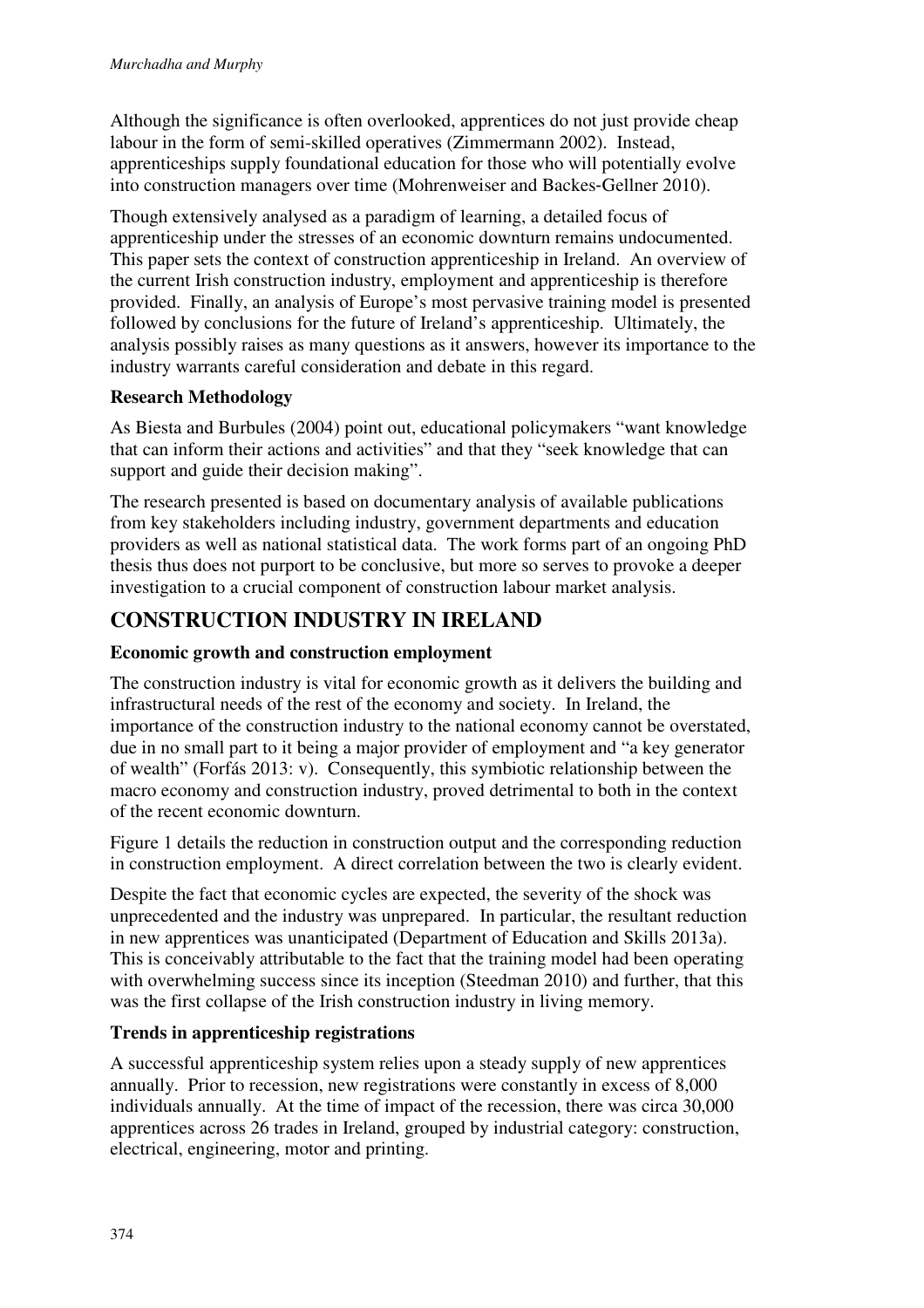Although the significance is often overlooked, apprentices do not just provide cheap labour in the form of semi-skilled operatives (Zimmermann 2002). Instead, apprenticeships supply foundational education for those who will potentially evolve into construction managers over time (Mohrenweiser and Backes-Gellner 2010).

Though extensively analysed as a paradigm of learning, a detailed focus of apprenticeship under the stresses of an economic downturn remains undocumented. This paper sets the context of construction apprenticeship in Ireland. An overview of the current Irish construction industry, employment and apprenticeship is therefore provided. Finally, an analysis of Europe's most pervasive training model is presented followed by conclusions for the future of Ireland's apprenticeship. Ultimately, the analysis possibly raises as many questions as it answers, however its importance to the industry warrants careful consideration and debate in this regard.

### Research Methodology

As Biesta and Burbules (2004) point out, educational policymakers "want knowledge that can inform their actions and activities" and that they "seek knowledge that can support and guide their decision making".

The research presented is based on documentary analysis of available publications from key stakeholders including industry, government departments and education providers as well as national statistical data. The work forms part of an ongoing PhD thesis thus does not purport to be conclusive, but more so serves to provoke a deeper investigation to a crucial component of construction labour market analysis.

## CONSTRUCTION INDUSTRY IN IRELAND

### Economic growth and construction employment

The construction industry is vital for economic growth as it delivers the building and infrastructural needs of the rest of the economy and society. In Ireland, the importance of the construction industry to the national economy cannot be overstated, due in no small part to it being a major provider of employment and "a key generator of wealth" (Forfás 2013: v). Consequently, this symbiotic relationship between the macro economy and construction industry, proved detrimental to both in the context of the recent economic downturn.

Figure 1 details the reduction in construction output and the corresponding reduction in construction employment. A direct correlation between the two is clearly evident.

Despite the fact that economic cycles are expected, the severity of the shock was unprecedented and the industry was unprepared. In particular, the resultant reduction in new apprentices was unanticipated (Department of Education and Skills 2013a). This is conceivably attributable to the fact that the training model had been operating with overwhelming success since its inception (Steedman 2010) and further, that this was the first collapse of the Irish construction industry in living memory.

### Trends in apprenticeship registrations

A successful apprenticeship system relies upon a steady supply of new apprentices annually. Prior to recession, new registrations were constantly in excess of 8,000 individuals annually. At the time of impact of the recession, there was circa 30,000 apprentices across 26 trades in Ireland, grouped by industrial category: construction, electrical, engineering, motor and printing.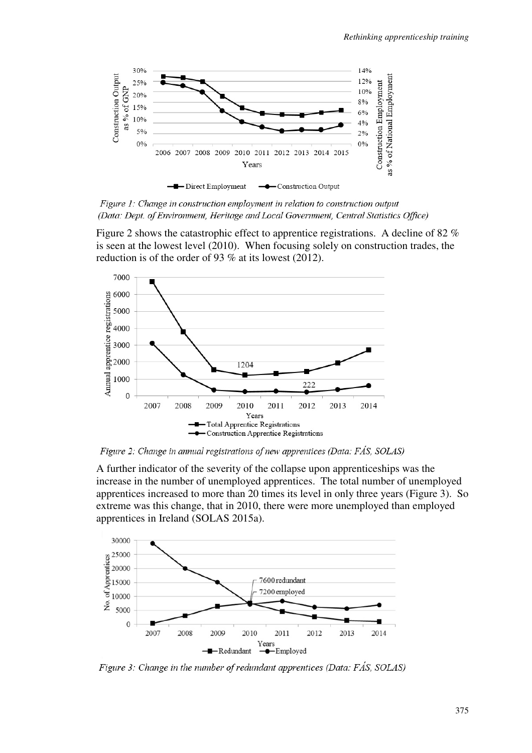*Figure 1: Change in construction employment in relation to construction output (Data: Dept. of Environment, Heritage and Local Government, Central Statistics Office)*

Figure 2 shows the catastrophic effect to apprentice registrations. A decline of 82 % is seen at the lowest level (2010). When focusing solely on construction trades, the reduction is of the order of 93 % at its lowest (2012).

*Figure 2: Change in annual registrations of new apprentices (Data: FÁS, SOLAS)*

A further indicator of the severity of the collapse upon apprenticeships was the increase in the number of unemployed apprentices. The total number of unemployed apprentices increased to more than 20 times its level in only three years (Figure 3). So extreme was this change, that in 2010, there were more unemployed than employed apprentices in Ireland (SOLAS 2015a).

*Figure 3: Change in the number of redundant apprentices (Data: FÁS, SOLAS)*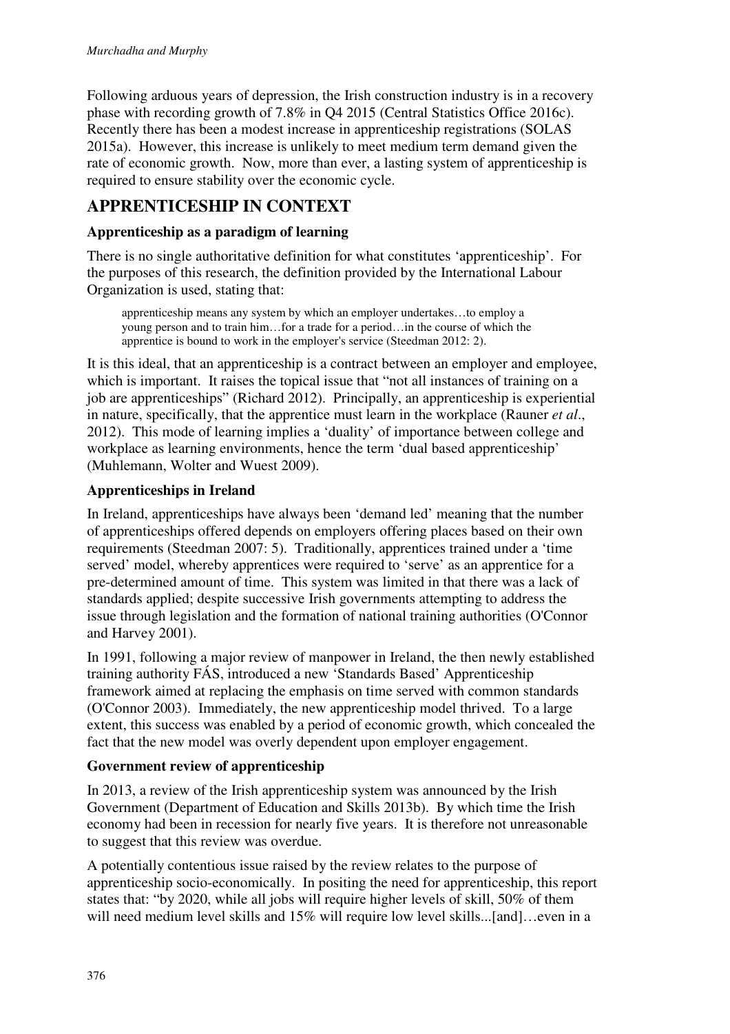Following arduous years of depression, the Irish construction industry is in a recovery phase with recording growth of 7.8% in Q4 2015 (Central Statistics Office 2016c). Recently there has been a modest increase in apprenticeship registrations (SOLAS 2015a). However, this increase is unlikely to meet medium term demand given the rate of economic growth. Now, more than ever, a lasting system of apprenticeship is required to ensure stability over the economic cycle.

## APPRENTICESHIP IN CONTEXT

### Apprenticeship as a paradigm of learning

There is no single authoritative definition for what constitutes 'apprenticeship'. For the purposes of this research, the definition provided by the International Labour Organization is used, stating that:

> apprenticeship means any system by which an employer undertakes…to employ a young person and to train him…for a trade for a period…in the course of which the apprentice is bound to work in the employer's service (Steedman 2012: 2).

It is this ideal, that an apprenticeship is a contract between an employer and employee, which is important. It raises the topical issue that "not all instances of training on a job are apprenticeships" (Richard 2012). Principally, an apprenticeship is experiential in nature, specifically, that the apprentice must learn in the workplace (Rauner *et al*., 2012). This mode of learning implies a 'duality' of importance between college and workplace as learning environments, hence the term 'dual based apprenticeship' (Muhlemann, Wolter and Wuest 2009).

### Apprenticeships in Ireland

In Ireland, apprenticeships have always been 'demand led' meaning that the number of apprenticeships offered depends on employers offering places based on their own requirements (Steedman 2007: 5). Traditionally, apprentices trained under a 'time served' model, whereby apprentices were required to 'serve' as an apprentice for a pre-determined amount of time. This system was limited in that there was a lack of standards applied; despite successive Irish governments attempting to address the issue through legislation and the formation of national training authorities (O'Connor and Harvey 2001).

In 1991, following a major review of manpower in Ireland, the then newly established training authority FÁS, introduced a new 'Standards Based' Apprenticeship framework aimed at replacing the emphasis on time served with common standards (O'Connor 2003). Immediately, the new apprenticeship model thrived. To a large extent, this success was enabled by a period of economic growth, which concealed the fact that the new model was overly dependent upon employer engagement.

### Government review of apprenticeship

In 2013, a review of the Irish apprenticeship system was announced by the Irish Government (Department of Education and Skills 2013b). By which time the Irish economy had been in recession for nearly five years. It is therefore not unreasonable to suggest that this review was overdue.

A potentially contentious issue raised by the review relates to the purpose of apprenticeship socio-economically. In positing the need for apprenticeship, this report states that: "by 2020, while all jobs will require higher levels of skill, 50% of them will need medium level skills and 15% will require low level skills...[and]…even in a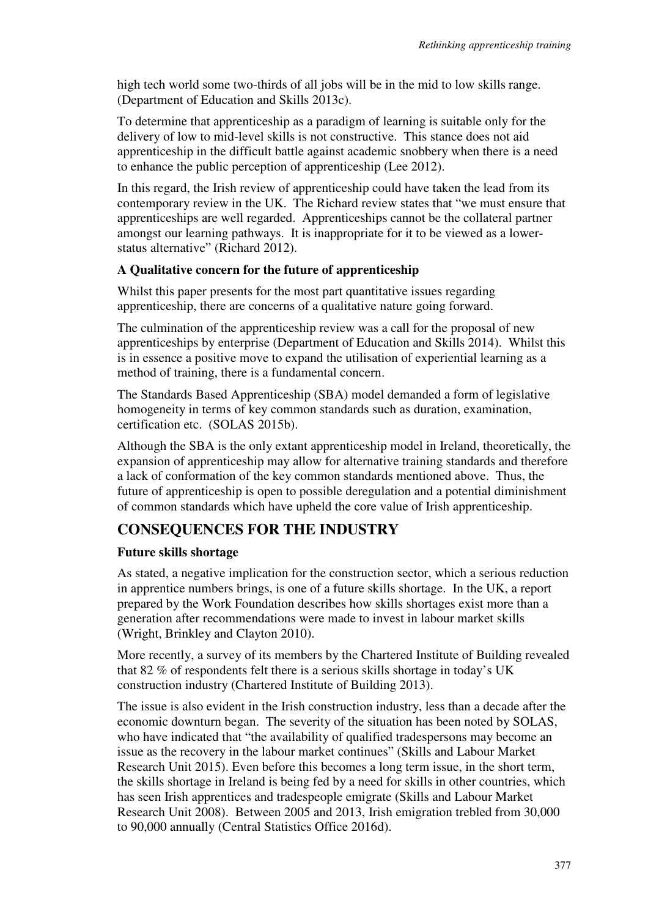high tech world some two-thirds of all jobs will be in the mid to low skills range. (Department of Education and Skills 2013c).

To determine that apprenticeship as a paradigm of learning is suitable only for the delivery of low to mid-level skills is not constructive. This stance does not aid apprenticeship in the difficult battle against academic snobbery when there is a need to enhance the public perception of apprenticeship (Lee 2012).

In this regard, the Irish review of apprenticeship could have taken the lead from its contemporary review in the UK. The Richard review states that "we must ensure that apprenticeships are well regarded. Apprenticeships cannot be the collateral partner amongst our learning pathways. It is inappropriate for it to be viewed as a lower-status alternative" (Richard 2012).

### A Qualitative concern for the future of apprenticeship

Whilst this paper presents for the most part quantitative issues regarding apprenticeship, there are concerns of a qualitative nature going forward.

The culmination of the apprenticeship review was a call for the proposal of new apprenticeships by enterprise (Department of Education and Skills 2014). Whilst this is in essence a positive move to expand the utilisation of experiential learning as a method of training, there is a fundamental concern.

The Standards Based Apprenticeship (SBA) model demanded a form of legislative homogeneity in terms of key common standards such as duration, examination, certification etc. (SOLAS 2015b).

Although the SBA is the only extant apprenticeship model in Ireland, theoretically, the expansion of apprenticeship may allow for alternative training standards and therefore a lack of conformation of the key common standards mentioned above. Thus, the future of apprenticeship is open to possible deregulation and a potential diminishment of common standards which have upheld the core value of Irish apprenticeship.

## CONSEQUENCES FOR THE INDUSTRY

### Future skills shortage

As stated, a negative implication for the construction sector, which a serious reduction in apprentice numbers brings, is one of a future skills shortage. In the UK, a report prepared by the Work Foundation describes how skills shortages exist more than a generation after recommendations were made to invest in labour market skills (Wright, Brinkley and Clayton 2010).

More recently, a survey of its members by the Chartered Institute of Building revealed that 82 % of respondents felt there is a serious skills shortage in today's UK construction industry (Chartered Institute of Building 2013).

The issue is also evident in the Irish construction industry, less than a decade after the economic downturn began. The severity of the situation has been noted by SOLAS, who have indicated that "the availability of qualified tradespersons may become an issue as the recovery in the labour market continues" (Skills and Labour Market Research Unit 2015). Even before this becomes a long term issue, in the short term, the skills shortage in Ireland is being fed by a need for skills in other countries, which has seen Irish apprentices and tradespeople emigrate (Skills and Labour Market Research Unit 2008). Between 2005 and 2013, Irish emigration trebled from 30,000 to 90,000 annually (Central Statistics Office 2016d).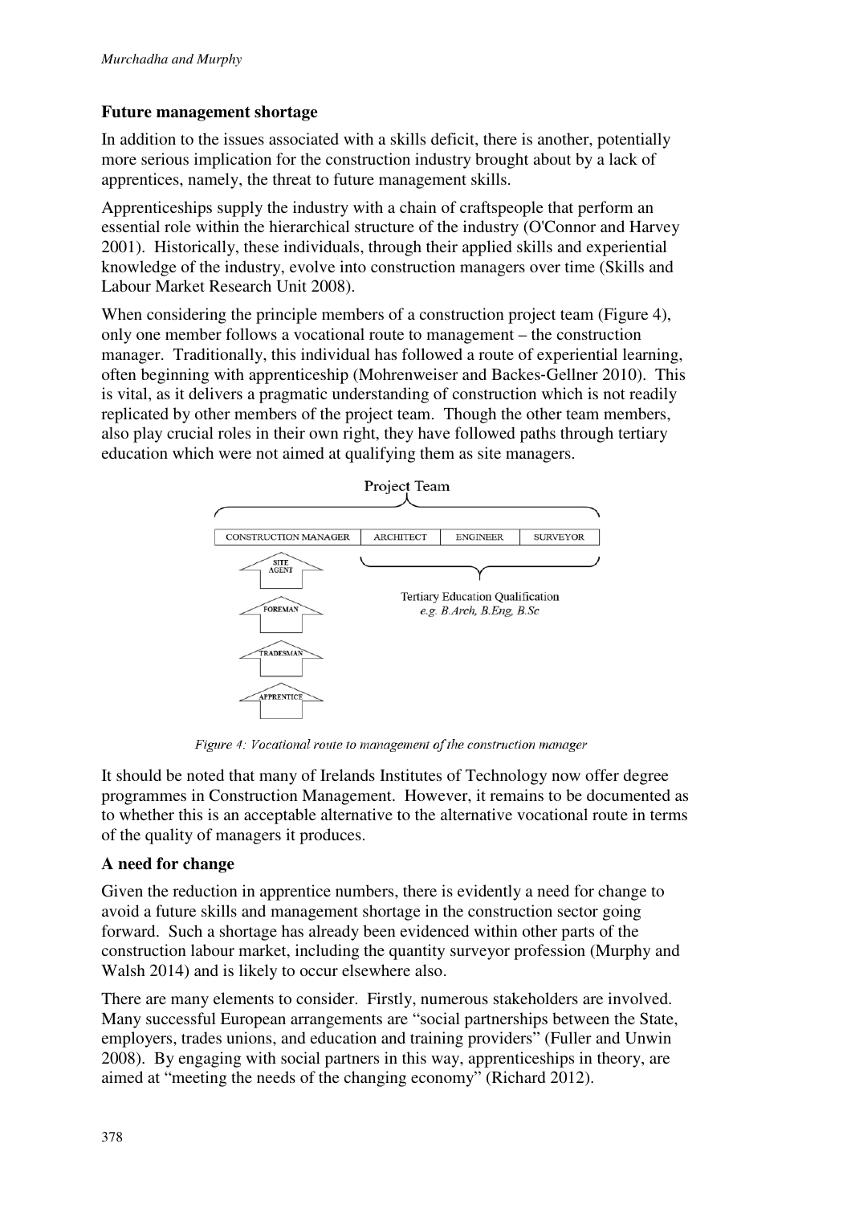### Future management shortage

In addition to the issues associated with a skills deficit, there is another, potentially more serious implication for the construction industry brought about by a lack of apprentices, namely, the threat to future management skills.

Apprenticeships supply the industry with a chain of craftspeople that perform an essential role within the hierarchical structure of the industry (O'Connor and Harvey 2001). Historically, these individuals, through their applied skills and experiential knowledge of the industry, evolve into construction managers over time (Skills and Labour Market Research Unit 2008).

When considering the principle members of a construction project team (Figure 4), only one member follows a vocational route to management – the construction manager. Traditionally, this individual has followed a route of experiential learning, often beginning with apprenticeship (Mohrenweiser and Backes-Gellner 2010). This is vital, as it delivers a pragmatic understanding of construction which is not readily replicated by other members of the project team. Though the other team members, also play crucial roles in their own right, they have followed paths through tertiary education which were not aimed at qualifying them as site managers.

Project Team

| CONSTRUCTION MANAGER | ARCHITECT | ENGINEER | SURVEYOR |
|---|---|---|---|

SITE AGENT ↑ FOREMAN ↑ TRADESMAN ↑ APPRENTICE

Tertiary Education Qualification *e.g. B.Arch, B.Eng, B.Sc*

*Figure 4: Vocational route to management of the construction manager*

It should be noted that many of Irelands Institutes of Technology now offer degree programmes in Construction Management. However, it remains to be documented as to whether this is an acceptable alternative to the alternative vocational route in terms of the quality of managers it produces.

### A need for change

Given the reduction in apprentice numbers, there is evidently a need for change to avoid a future skills and management shortage in the construction sector going forward. Such a shortage has already been evidenced within other parts of the construction labour market, including the quantity surveyor profession (Murphy and Walsh 2014) and is likely to occur elsewhere also.

There are many elements to consider. Firstly, numerous stakeholders are involved. Many successful European arrangements are "social partnerships between the State, employers, trades unions, and education and training providers" (Fuller and Unwin 2008). By engaging with social partners in this way, apprenticeships in theory, are aimed at "meeting the needs of the changing economy" (Richard 2012).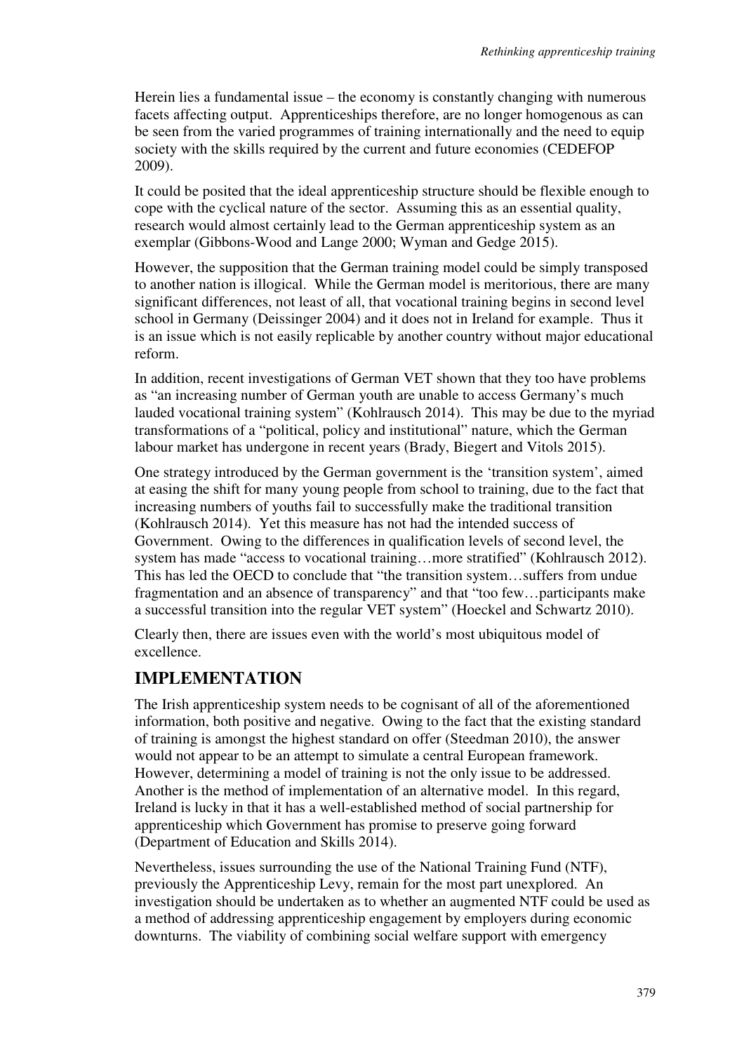Herein lies a fundamental issue – the economy is constantly changing with numerous facets affecting output. Apprenticeships therefore, are no longer homogenous as can be seen from the varied programmes of training internationally and the need to equip society with the skills required by the current and future economies (CEDEFOP 2009).

It could be posited that the ideal apprenticeship structure should be flexible enough to cope with the cyclical nature of the sector. Assuming this as an essential quality, research would almost certainly lead to the German apprenticeship system as an exemplar (Gibbons-Wood and Lange 2000; Wyman and Gedge 2015).

However, the supposition that the German training model could be simply transposed to another nation is illogical. While the German model is meritorious, there are many significant differences, not least of all, that vocational training begins in second level school in Germany (Deissinger 2004) and it does not in Ireland for example. Thus it is an issue which is not easily replicable by another country without major educational reform.

In addition, recent investigations of German VET shown that they too have problems as "an increasing number of German youth are unable to access Germany's much lauded vocational training system" (Kohlrausch 2014). This may be due to the myriad transformations of a "political, policy and institutional" nature, which the German labour market has undergone in recent years (Brady, Biegert and Vitols 2015).

One strategy introduced by the German government is the 'transition system', aimed at easing the shift for many young people from school to training, due to the fact that increasing numbers of youths fail to successfully make the traditional transition (Kohlrausch 2014). Yet this measure has not had the intended success of Government. Owing to the differences in qualification levels of second level, the system has made "access to vocational training…more stratified" (Kohlrausch 2012). This has led the OECD to conclude that "the transition system…suffers from undue fragmentation and an absence of transparency" and that "too few…participants make a successful transition into the regular VET system" (Hoeckel and Schwartz 2010).

Clearly then, there are issues even with the world's most ubiquitous model of excellence.

## IMPLEMENTATION

The Irish apprenticeship system needs to be cognisant of all of the aforementioned information, both positive and negative. Owing to the fact that the existing standard of training is amongst the highest standard on offer (Steedman 2010), the answer would not appear to be an attempt to simulate a central European framework. However, determining a model of training is not the only issue to be addressed. Another is the method of implementation of an alternative model. In this regard, Ireland is lucky in that it has a well-established method of social partnership for apprenticeship which Government has promise to preserve going forward (Department of Education and Skills 2014).

Nevertheless, issues surrounding the use of the National Training Fund (NTF), previously the Apprenticeship Levy, remain for the most part unexplored. An investigation should be undertaken as to whether an augmented NTF could be used as a method of addressing apprenticeship engagement by employers during economic downturns. The viability of combining social welfare support with emergency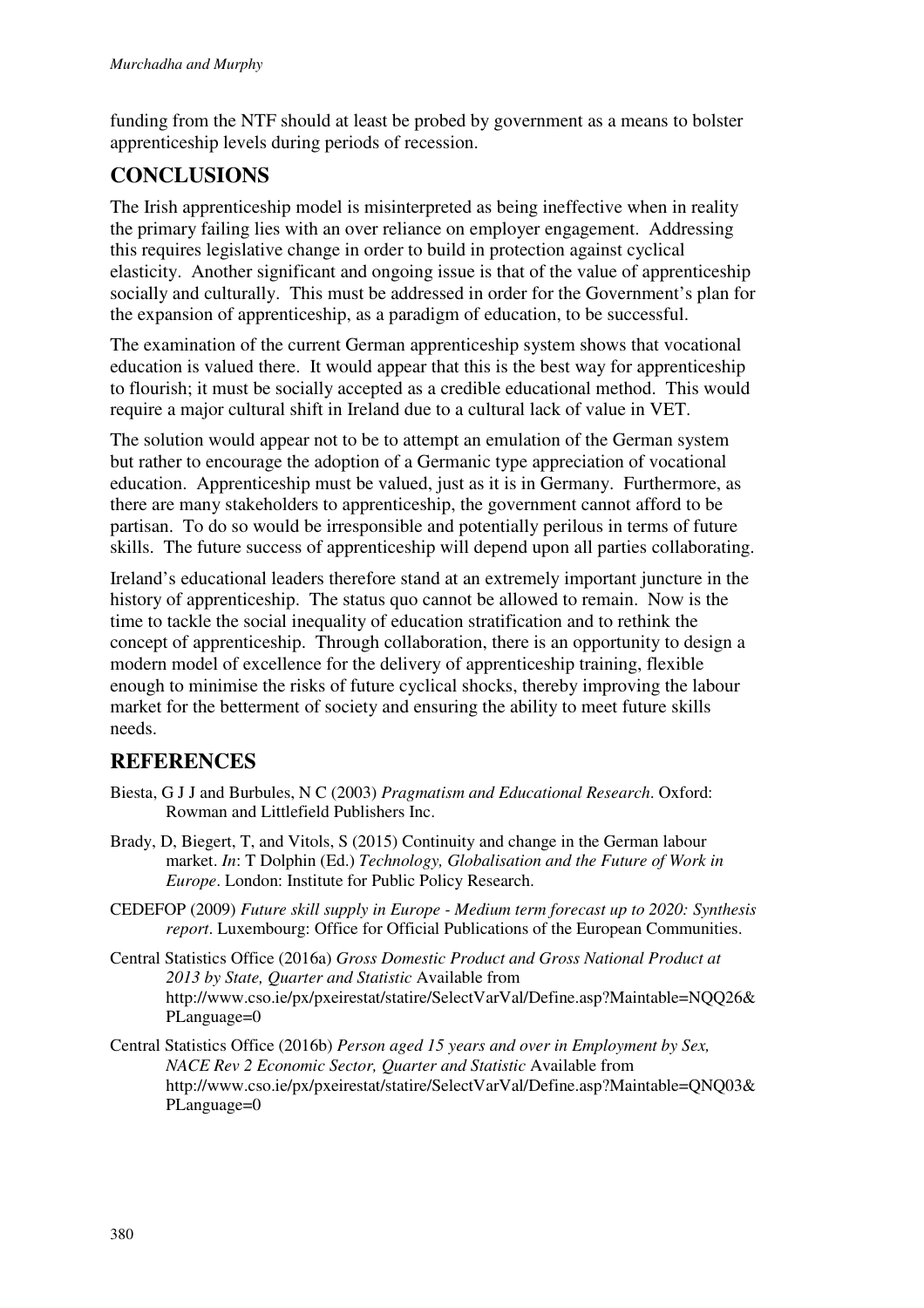funding from the NTF should at least be probed by government as a means to bolster apprenticeship levels during periods of recession.

## CONCLUSIONS

The Irish apprenticeship model is misinterpreted as being ineffective when in reality the primary failing lies with an over reliance on employer engagement. Addressing this requires legislative change in order to build in protection against cyclical elasticity. Another significant and ongoing issue is that of the value of apprenticeship socially and culturally. This must be addressed in order for the Government's plan for the expansion of apprenticeship, as a paradigm of education, to be successful.

The examination of the current German apprenticeship system shows that vocational education is valued there. It would appear that this is the best way for apprenticeship to flourish; it must be socially accepted as a credible educational method. This would require a major cultural shift in Ireland due to a cultural lack of value in VET.

The solution would appear not to be to attempt an emulation of the German system but rather to encourage the adoption of a Germanic type appreciation of vocational education. Apprenticeship must be valued, just as it is in Germany. Furthermore, as there are many stakeholders to apprenticeship, the government cannot afford to be partisan. To do so would be irresponsible and potentially perilous in terms of future skills. The future success of apprenticeship will depend upon all parties collaborating.

Ireland's educational leaders therefore stand at an extremely important juncture in the history of apprenticeship. The status quo cannot be allowed to remain. Now is the time to tackle the social inequality of education stratification and to rethink the concept of apprenticeship. Through collaboration, there is an opportunity to design a modern model of excellence for the delivery of apprenticeship training, flexible enough to minimise the risks of future cyclical shocks, thereby improving the labour market for the betterment of society and ensuring the ability to meet future skills needs.

## REFERENCES

Biesta, G J J and Burbules, N C (2003) *Pragmatism and Educational Research*. Oxford: Rowman and Littlefield Publishers Inc.

Brady, D, Biegert, T, and Vitols, S (2015) Continuity and change in the German labour market. *In*: T Dolphin (Ed.) *Technology, Globalisation and the Future of Work in Europe*. London: Institute for Public Policy Research.

CEDEFOP (2009) *Future skill supply in Europe - Medium term forecast up to 2020: Synthesis report*. Luxembourg: Office for Official Publications of the European Communities.

Central Statistics Office (2016a) *Gross Domestic Product and Gross National Product at 2013 by State, Quarter and Statistic* Available from http://www.cso.ie/px/pxeirestat/statire/SelectVarVal/Define.asp?Maintable=NQQ26&PLanguage=0

Central Statistics Office (2016b) *Person aged 15 years and over in Employment by Sex, NACE Rev 2 Economic Sector, Quarter and Statistic* Available from http://www.cso.ie/px/pxeirestat/statire/SelectVarVal/Define.asp?Maintable=QNQ03&PLanguage=0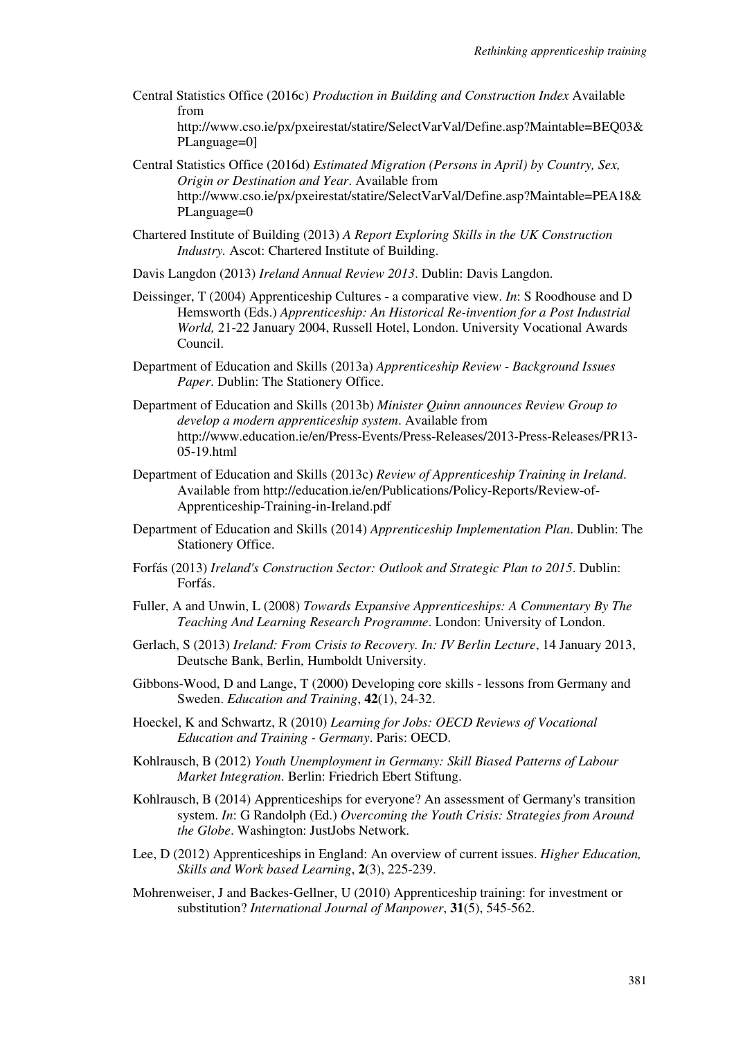Central Statistics Office (2016c) *Production in Building and Construction Index* Available from http://www.cso.ie/px/pxeirestat/statire/SelectVarVal/Define.asp?Maintable=BEQ03&PLanguage=0]

Central Statistics Office (2016d) *Estimated Migration (Persons in April) by Country, Sex, Origin or Destination and Year*. Available from http://www.cso.ie/px/pxeirestat/statire/SelectVarVal/Define.asp?Maintable=PEA18&PLanguage=0

Chartered Institute of Building (2013) *A Report Exploring Skills in the UK Construction Industry.* Ascot: Chartered Institute of Building.

Davis Langdon (2013) *Ireland Annual Review 2013*. Dublin: Davis Langdon.

Deissinger, T (2004) Apprenticeship Cultures - a comparative view. *In*: S Roodhouse and D Hemsworth (Eds.) *Apprenticeship: An Historical Re-invention for a Post Industrial World,* 21-22 January 2004, Russell Hotel, London. University Vocational Awards Council.

Department of Education and Skills (2013a) *Apprenticeship Review - Background Issues Paper*. Dublin: The Stationery Office.

Department of Education and Skills (2013b) *Minister Quinn announces Review Group to develop a modern apprenticeship system*. Available from http://www.education.ie/en/Press-Events/Press-Releases/2013-Press-Releases/PR13-05-19.html

Department of Education and Skills (2013c) *Review of Apprenticeship Training in Ireland*. Available from http://education.ie/en/Publications/Policy-Reports/Review-of-Apprenticeship-Training-in-Ireland.pdf

Department of Education and Skills (2014) *Apprenticeship Implementation Plan*. Dublin: The Stationery Office.

Forfás (2013) *Ireland's Construction Sector: Outlook and Strategic Plan to 2015*. Dublin: Forfás.

Fuller, A and Unwin, L (2008) *Towards Expansive Apprenticeships: A Commentary By The Teaching And Learning Research Programme*. London: University of London.

Gerlach, S (2013) *Ireland: From Crisis to Recovery. In: IV Berlin Lecture*, 14 January 2013, Deutsche Bank, Berlin, Humboldt University.

Gibbons-Wood, D and Lange, T (2000) Developing core skills - lessons from Germany and Sweden. *Education and Training*, **42**(1), 24-32.

Hoeckel, K and Schwartz, R (2010) *Learning for Jobs: OECD Reviews of Vocational Education and Training - Germany*. Paris: OECD.

Kohlrausch, B (2012) *Youth Unemployment in Germany: Skill Biased Patterns of Labour Market Integration*. Berlin: Friedrich Ebert Stiftung.

Kohlrausch, B (2014) Apprenticeships for everyone? An assessment of Germany's transition system. *In*: G Randolph (Ed.) *Overcoming the Youth Crisis: Strategies from Around the Globe*. Washington: JustJobs Network.

Lee, D (2012) Apprenticeships in England: An overview of current issues. *Higher Education, Skills and Work based Learning*, **2**(3), 225-239.

Mohrenweiser, J and Backes-Gellner, U (2010) Apprenticeship training: for investment or substitution? *International Journal of Manpower*, **31**(5), 545-562.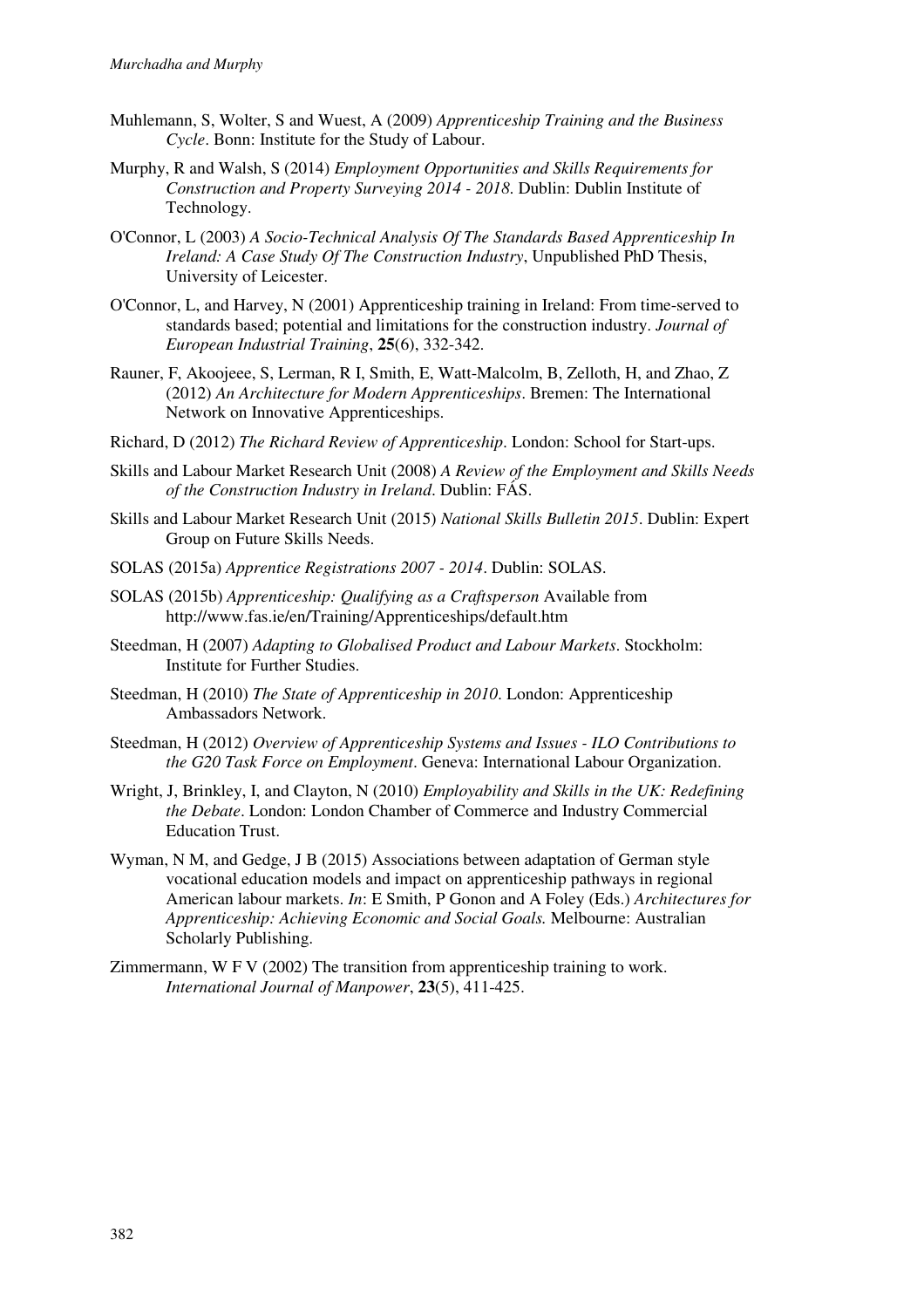Muhlemann, S, Wolter, S and Wuest, A (2009) *Apprenticeship Training and the Business Cycle*. Bonn: Institute for the Study of Labour.

Murphy, R and Walsh, S (2014) *Employment Opportunities and Skills Requirements for Construction and Property Surveying 2014 - 2018*. Dublin: Dublin Institute of Technology.

O'Connor, L (2003) *A Socio-Technical Analysis Of The Standards Based Apprenticeship In Ireland: A Case Study Of The Construction Industry*, Unpublished PhD Thesis, University of Leicester.

O'Connor, L, and Harvey, N (2001) Apprenticeship training in Ireland: From time-served to standards based; potential and limitations for the construction industry. *Journal of European Industrial Training*, **25**(6), 332-342.

Rauner, F, Akoojeee, S, Lerman, R I, Smith, E, Watt-Malcolm, B, Zelloth, H, and Zhao, Z (2012) *An Architecture for Modern Apprenticeships*. Bremen: The International Network on Innovative Apprenticeships.

Richard, D (2012) *The Richard Review of Apprenticeship*. London: School for Start-ups.

Skills and Labour Market Research Unit (2008) *A Review of the Employment and Skills Needs of the Construction Industry in Ireland*. Dublin: FÁS.

Skills and Labour Market Research Unit (2015) *National Skills Bulletin 2015*. Dublin: Expert Group on Future Skills Needs.

SOLAS (2015a) *Apprentice Registrations 2007 - 2014*. Dublin: SOLAS.

SOLAS (2015b) *Apprenticeship: Qualifying as a Craftsperson* Available from http://www.fas.ie/en/Training/Apprenticeships/default.htm

Steedman, H (2007) *Adapting to Globalised Product and Labour Markets*. Stockholm: Institute for Further Studies.

Steedman, H (2010) *The State of Apprenticeship in 2010*. London: Apprenticeship Ambassadors Network.

Steedman, H (2012) *Overview of Apprenticeship Systems and Issues - ILO Contributions to the G20 Task Force on Employment*. Geneva: International Labour Organization.

Wright, J, Brinkley, I, and Clayton, N (2010) *Employability and Skills in the UK: Redefining the Debate*. London: London Chamber of Commerce and Industry Commercial Education Trust.

Wyman, N M, and Gedge, J B (2015) Associations between adaptation of German style vocational education models and impact on apprenticeship pathways in regional American labour markets. *In*: E Smith, P Gonon and A Foley (Eds.) *Architectures for Apprenticeship: Achieving Economic and Social Goals.* Melbourne: Australian Scholarly Publishing.

Zimmermann, W F V (2002) The transition from apprenticeship training to work. *International Journal of Manpower*, **23**(5), 411-425.